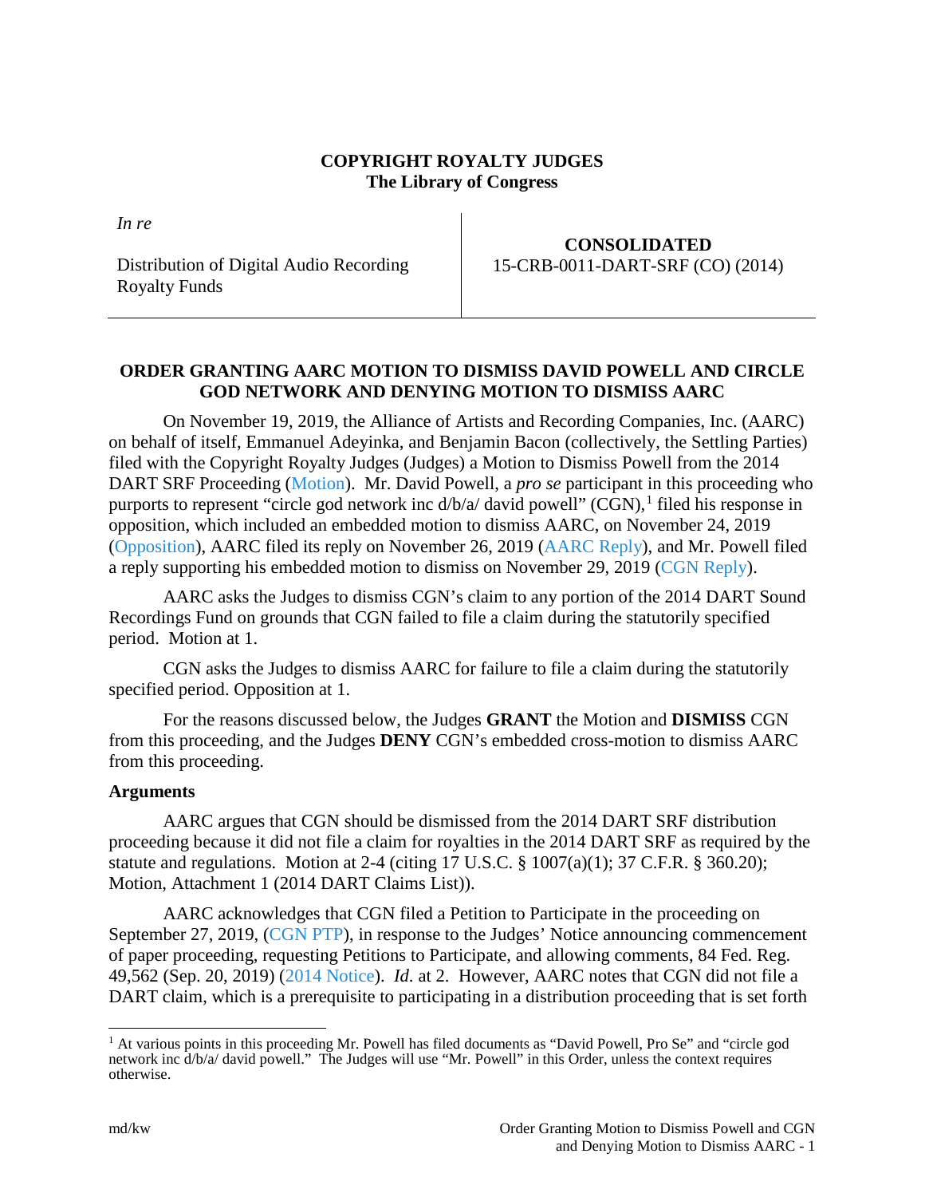**COPYRIGHT ROYALTY JUDGES**
**The Library of Congress**

| *In re* | |
|---|---|
| Distribution of Digital Audio Recording Royalty Funds | **CONSOLIDATED** 15-CRB-0011-DART-SRF (CO) (2014) |

**ORDER GRANTING AARC MOTION TO DISMISS DAVID POWELL AND CIRCLE GOD NETWORK AND DENYING MOTION TO DISMISS AARC**

On November 19, 2019, the Alliance of Artists and Recording Companies, Inc. (AARC) on behalf of itself, Emmanuel Adeyinka, and Benjamin Bacon (collectively, the Settling Parties) filed with the Copyright Royalty Judges (Judges) a Motion to Dismiss Powell from the 2014 DART SRF Proceeding (Motion). Mr. David Powell, a *pro se* participant in this proceeding who purports to represent "circle god network inc d/b/a/ david powell" (CGN),[1] filed his response in opposition, which included an embedded motion to dismiss AARC, on November 24, 2019 (Opposition), AARC filed its reply on November 26, 2019 (AARC Reply), and Mr. Powell filed a reply supporting his embedded motion to dismiss on November 29, 2019 (CGN Reply).

AARC asks the Judges to dismiss CGN's claim to any portion of the 2014 DART Sound Recordings Fund on grounds that CGN failed to file a claim during the statutorily specified period. Motion at 1.

CGN asks the Judges to dismiss AARC for failure to file a claim during the statutorily specified period. Opposition at 1.

For the reasons discussed below, the Judges **GRANT** the Motion and **DISMISS** CGN from this proceeding, and the Judges **DENY** CGN's embedded cross-motion to dismiss AARC from this proceeding.

**Arguments**

AARC argues that CGN should be dismissed from the 2014 DART SRF distribution proceeding because it did not file a claim for royalties in the 2014 DART SRF as required by the statute and regulations. Motion at 2-4 (citing 17 U.S.C. § 1007(a)(1); 37 C.F.R. § 360.20); Motion, Attachment 1 (2014 DART Claims List)).

AARC acknowledges that CGN filed a Petition to Participate in the proceeding on September 27, 2019, (CGN PTP), in response to the Judges' Notice announcing commencement of paper proceeding, requesting Petitions to Participate, and allowing comments, 84 Fed. Reg. 49,562 (Sep. 20, 2019) (2014 Notice). *Id.* at 2. However, AARC notes that CGN did not file a DART claim, which is a prerequisite to participating in a distribution proceeding that is set forth

[1] At various points in this proceeding Mr. Powell has filed documents as "David Powell, Pro Se" and "circle god network inc d/b/a/ david powell." The Judges will use "Mr. Powell" in this Order, unless the context requires otherwise.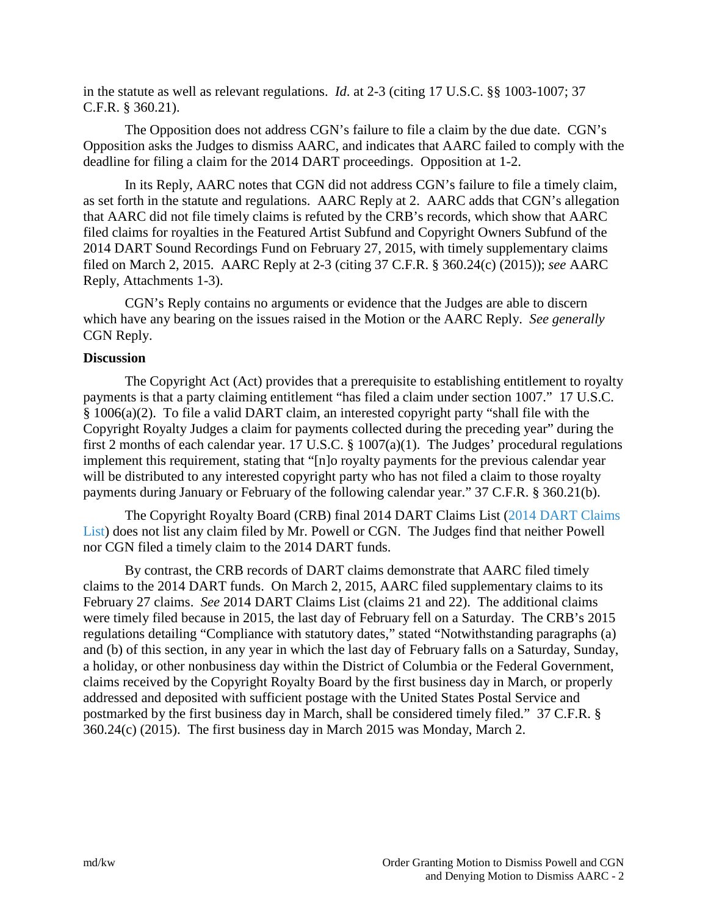in the statute as well as relevant regulations. *Id*. at 2-3 (citing 17 U.S.C. §§ 1003-1007; 37 C.F.R. § 360.21).

The Opposition does not address CGN's failure to file a claim by the due date. CGN's Opposition asks the Judges to dismiss AARC, and indicates that AARC failed to comply with the deadline for filing a claim for the 2014 DART proceedings. Opposition at 1-2.

In its Reply, AARC notes that CGN did not address CGN's failure to file a timely claim, as set forth in the statute and regulations. AARC Reply at 2. AARC adds that CGN's allegation that AARC did not file timely claims is refuted by the CRB's records, which show that AARC filed claims for royalties in the Featured Artist Subfund and Copyright Owners Subfund of the 2014 DART Sound Recordings Fund on February 27, 2015, with timely supplementary claims filed on March 2, 2015. AARC Reply at 2-3 (citing 37 C.F.R. § 360.24(c) (2015)); *see* AARC Reply, Attachments 1-3).

CGN's Reply contains no arguments or evidence that the Judges are able to discern which have any bearing on the issues raised in the Motion or the AARC Reply. *See generally* CGN Reply.

**Discussion**

The Copyright Act (Act) provides that a prerequisite to establishing entitlement to royalty payments is that a party claiming entitlement "has filed a claim under section 1007." 17 U.S.C. § 1006(a)(2). To file a valid DART claim, an interested copyright party "shall file with the Copyright Royalty Judges a claim for payments collected during the preceding year" during the first 2 months of each calendar year. 17 U.S.C. § 1007(a)(1). The Judges' procedural regulations implement this requirement, stating that "[n]o royalty payments for the previous calendar year will be distributed to any interested copyright party who has not filed a claim to those royalty payments during January or February of the following calendar year." 37 C.F.R. § 360.21(b).

The Copyright Royalty Board (CRB) final 2014 DART Claims List (2014 DART Claims List) does not list any claim filed by Mr. Powell or CGN. The Judges find that neither Powell nor CGN filed a timely claim to the 2014 DART funds.

By contrast, the CRB records of DART claims demonstrate that AARC filed timely claims to the 2014 DART funds. On March 2, 2015, AARC filed supplementary claims to its February 27 claims. *See* 2014 DART Claims List (claims 21 and 22). The additional claims were timely filed because in 2015, the last day of February fell on a Saturday. The CRB's 2015 regulations detailing "Compliance with statutory dates," stated "Notwithstanding paragraphs (a) and (b) of this section, in any year in which the last day of February falls on a Saturday, Sunday, a holiday, or other nonbusiness day within the District of Columbia or the Federal Government, claims received by the Copyright Royalty Board by the first business day in March, or properly addressed and deposited with sufficient postage with the United States Postal Service and postmarked by the first business day in March, shall be considered timely filed." 37 C.F.R. § 360.24(c) (2015). The first business day in March 2015 was Monday, March 2.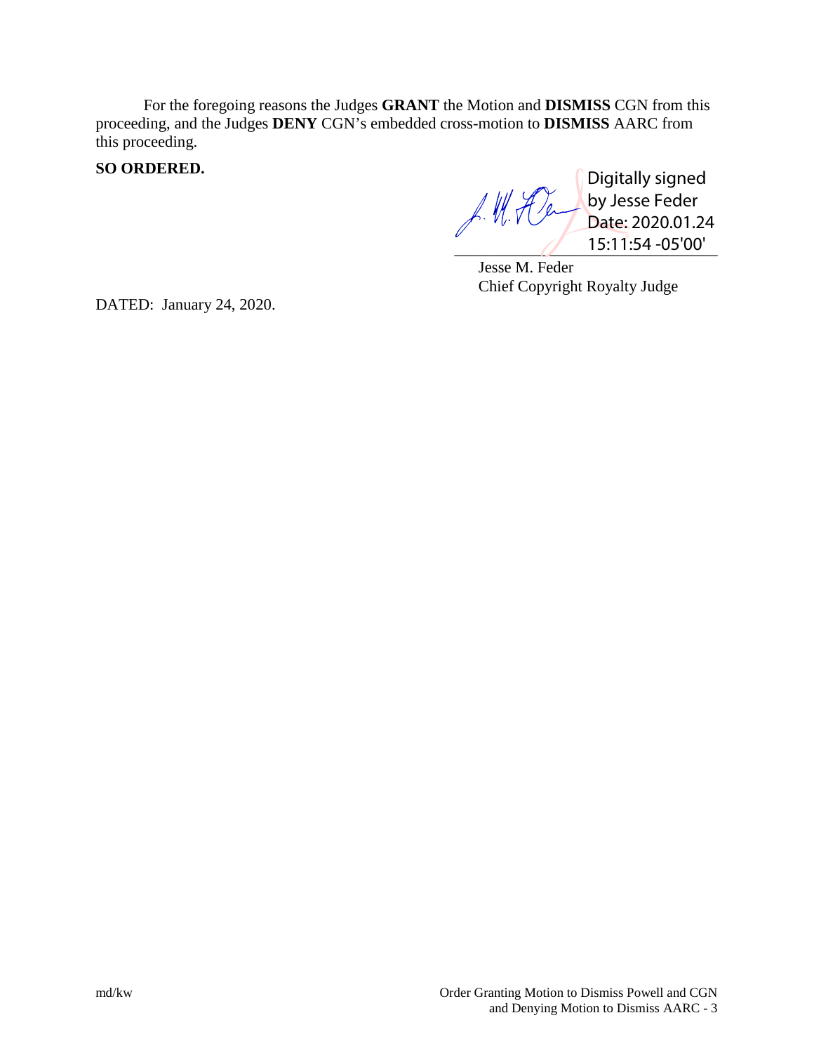For the foregoing reasons the Judges **GRANT** the Motion and **DISMISS** CGN from this proceeding, and the Judges **DENY** CGN's embedded cross-motion to **DISMISS** AARC from this proceeding.

**SO ORDERED.**

Digitally signed by Jesse Feder
Date: 2020.01.24 15:11:54 -05'00'

Jesse M. Feder
Chief Copyright Royalty Judge

DATED: January 24, 2020.

md/kw